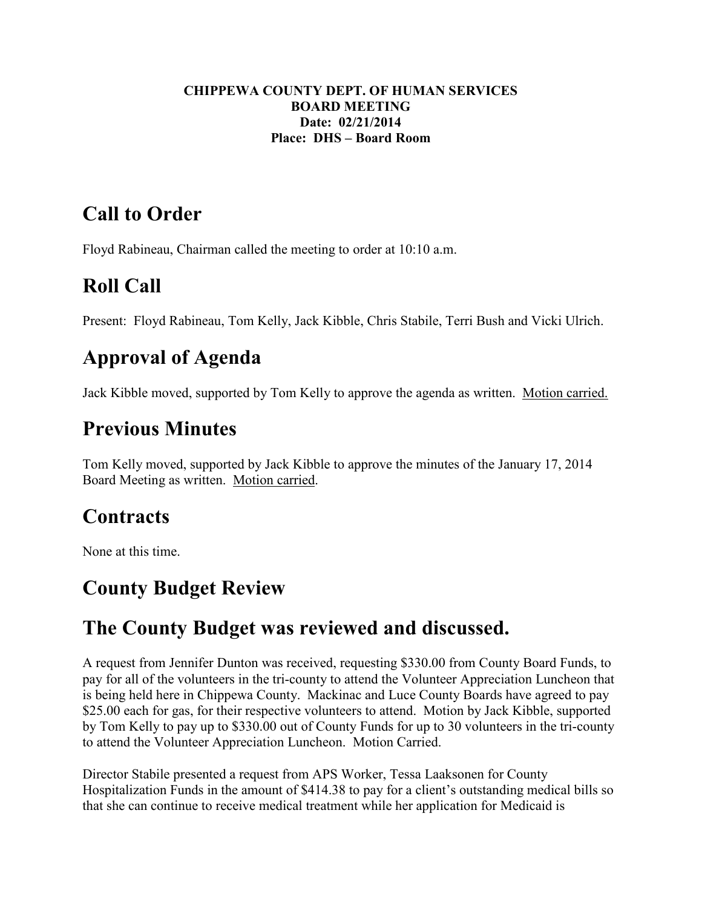**CHIPPEWA COUNTY DEPT. OF HUMAN SERVICES**
**BOARD MEETING**
**Date: 02/21/2014**
**Place: DHS – Board Room**

# Call to Order

Floyd Rabineau, Chairman called the meeting to order at 10:10 a.m.

# Roll Call

Present: Floyd Rabineau, Tom Kelly, Jack Kibble, Chris Stabile, Terri Bush and Vicki Ulrich.

# Approval of Agenda

Jack Kibble moved, supported by Tom Kelly to approve the agenda as written. Motion carried.

# Previous Minutes

Tom Kelly moved, supported by Jack Kibble to approve the minutes of the January 17, 2014 Board Meeting as written. Motion carried.

# Contracts

None at this time.

# County Budget Review

# The County Budget was reviewed and discussed.

A request from Jennifer Dunton was received, requesting $330.00 from County Board Funds, to pay for all of the volunteers in the tri-county to attend the Volunteer Appreciation Luncheon that is being held here in Chippewa County. Mackinac and Luce County Boards have agreed to pay $25.00 each for gas, for their respective volunteers to attend. Motion by Jack Kibble, supported by Tom Kelly to pay up to $330.00 out of County Funds for up to 30 volunteers in the tri-county to attend the Volunteer Appreciation Luncheon. Motion Carried.

Director Stabile presented a request from APS Worker, Tessa Laaksonen for County Hospitalization Funds in the amount of $414.38 to pay for a client's outstanding medical bills so that she can continue to receive medical treatment while her application for Medicaid is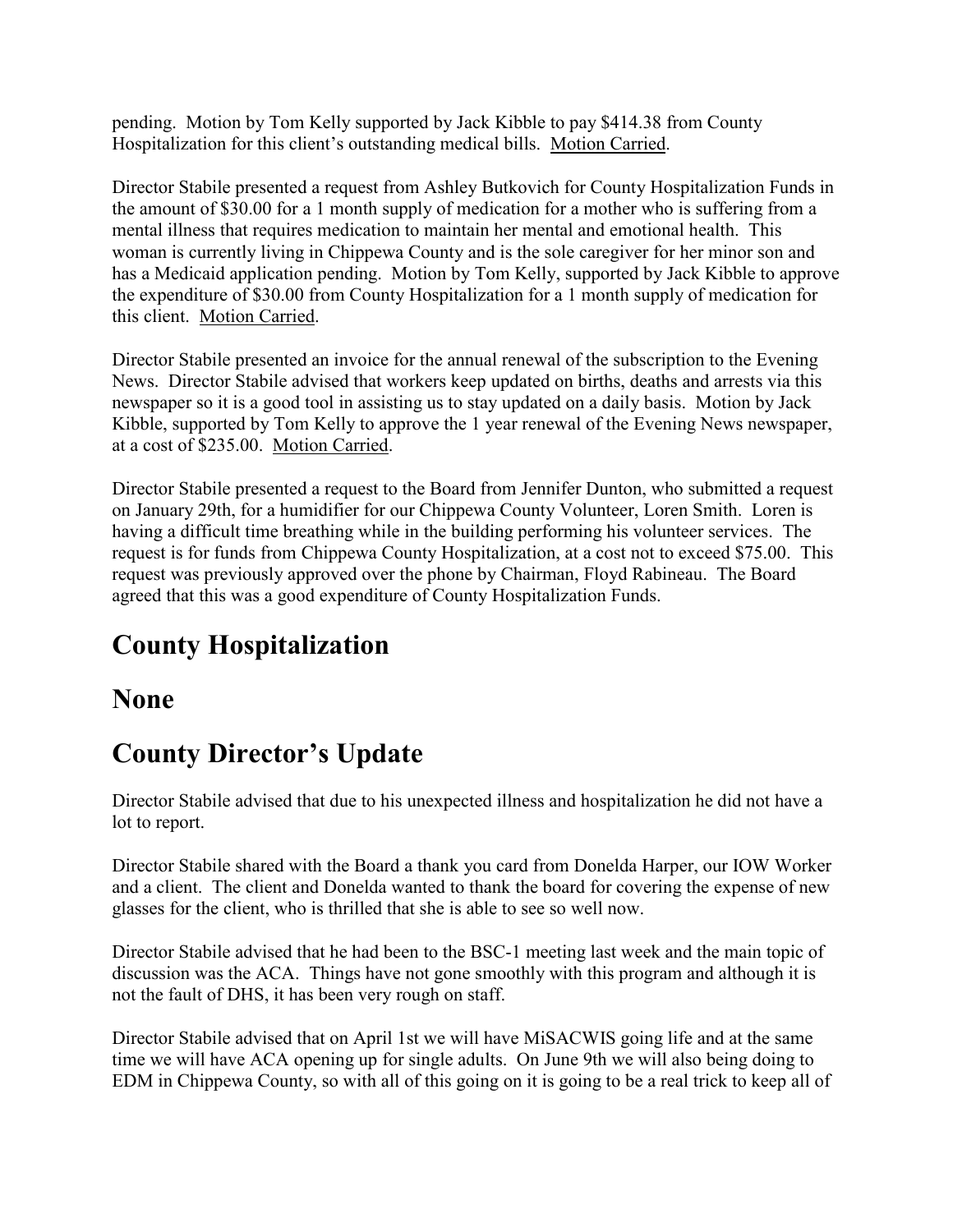pending. Motion by Tom Kelly supported by Jack Kibble to pay $414.38 from County Hospitalization for this client's outstanding medical bills. Motion Carried.

Director Stabile presented a request from Ashley Butkovich for County Hospitalization Funds in the amount of $30.00 for a 1 month supply of medication for a mother who is suffering from a mental illness that requires medication to maintain her mental and emotional health. This woman is currently living in Chippewa County and is the sole caregiver for her minor son and has a Medicaid application pending. Motion by Tom Kelly, supported by Jack Kibble to approve the expenditure of $30.00 from County Hospitalization for a 1 month supply of medication for this client. Motion Carried.

Director Stabile presented an invoice for the annual renewal of the subscription to the Evening News. Director Stabile advised that workers keep updated on births, deaths and arrests via this newspaper so it is a good tool in assisting us to stay updated on a daily basis. Motion by Jack Kibble, supported by Tom Kelly to approve the 1 year renewal of the Evening News newspaper, at a cost of $235.00. Motion Carried.

Director Stabile presented a request to the Board from Jennifer Dunton, who submitted a request on January 29th, for a humidifier for our Chippewa County Volunteer, Loren Smith. Loren is having a difficult time breathing while in the building performing his volunteer services. The request is for funds from Chippewa County Hospitalization, at a cost not to exceed $75.00. This request was previously approved over the phone by Chairman, Floyd Rabineau. The Board agreed that this was a good expenditure of County Hospitalization Funds.

# County Hospitalization

# None

# County Director's Update

Director Stabile advised that due to his unexpected illness and hospitalization he did not have a lot to report.

Director Stabile shared with the Board a thank you card from Donelda Harper, our IOW Worker and a client. The client and Donelda wanted to thank the board for covering the expense of new glasses for the client, who is thrilled that she is able to see so well now.

Director Stabile advised that he had been to the BSC-1 meeting last week and the main topic of discussion was the ACA. Things have not gone smoothly with this program and although it is not the fault of DHS, it has been very rough on staff.

Director Stabile advised that on April 1st we will have MiSACWIS going life and at the same time we will have ACA opening up for single adults. On June 9th we will also being doing to EDM in Chippewa County, so with all of this going on it is going to be a real trick to keep all of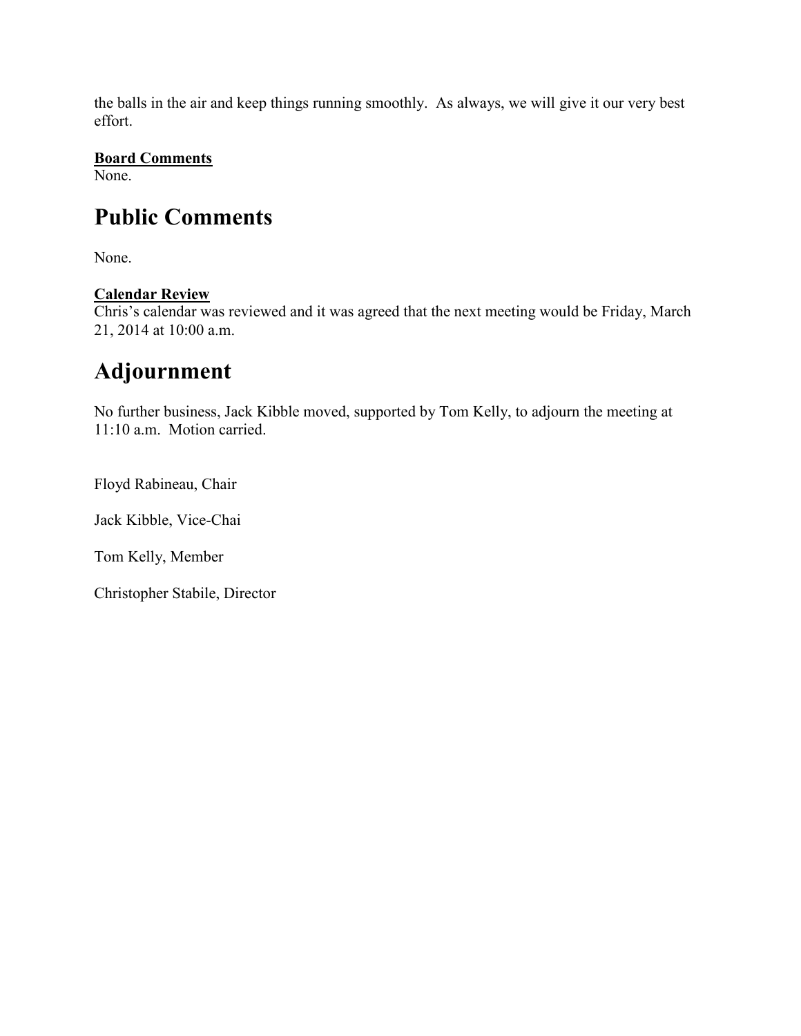the balls in the air and keep things running smoothly. As always, we will give it our very best effort.

**Board Comments**
None.

# Public Comments

None.

**Calendar Review**
Chris's calendar was reviewed and it was agreed that the next meeting would be Friday, March 21, 2014 at 10:00 a.m.

# Adjournment

No further business, Jack Kibble moved, supported by Tom Kelly, to adjourn the meeting at 11:10 a.m. Motion carried.

Floyd Rabineau, Chair

Jack Kibble, Vice-Chai

Tom Kelly, Member

Christopher Stabile, Director